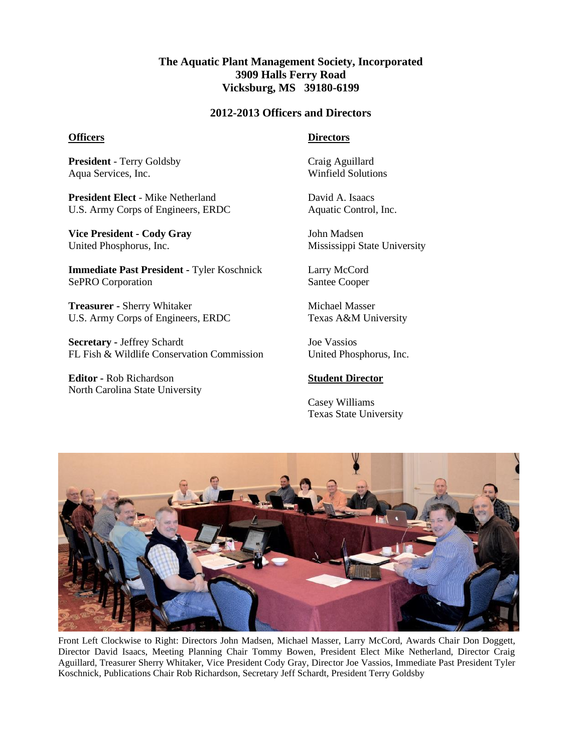**The Aquatic Plant Management Society, Incorporated**
**3909 Halls Ferry Road**
**Vicksburg, MS 39180-6199**

## 2012-2013 Officers and Directors

### Officers

**President** - Terry Goldsby
Aqua Services, Inc.

**President Elect** - Mike Netherland
U.S. Army Corps of Engineers, ERDC

**Vice President - Cody Gray**
United Phosphorus, Inc.

**Immediate Past President** - Tyler Koschnick
SePRO Corporation

**Treasurer** - Sherry Whitaker
U.S. Army Corps of Engineers, ERDC

**Secretary** - Jeffrey Schardt
FL Fish & Wildlife Conservation Commission

**Editor** - Rob Richardson
North Carolina State University

### Directors

Craig Aguillard
Winfield Solutions

David A. Isaacs
Aquatic Control, Inc.

John Madsen
Mississippi State University

Larry McCord
Santee Cooper

Michael Masser
Texas A&M University

Joe Vassios
United Phosphorus, Inc.

### Student Director

Casey Williams
Texas State University

Front Left Clockwise to Right: Directors John Madsen, Michael Masser, Larry McCord, Awards Chair Don Doggett, Director David Isaacs, Meeting Planning Chair Tommy Bowen, President Elect Mike Netherland, Director Craig Aguillard, Treasurer Sherry Whitaker, Vice President Cody Gray, Director Joe Vassios, Immediate Past President Tyler Koschnick, Publications Chair Rob Richardson, Secretary Jeff Schardt, President Terry Goldsby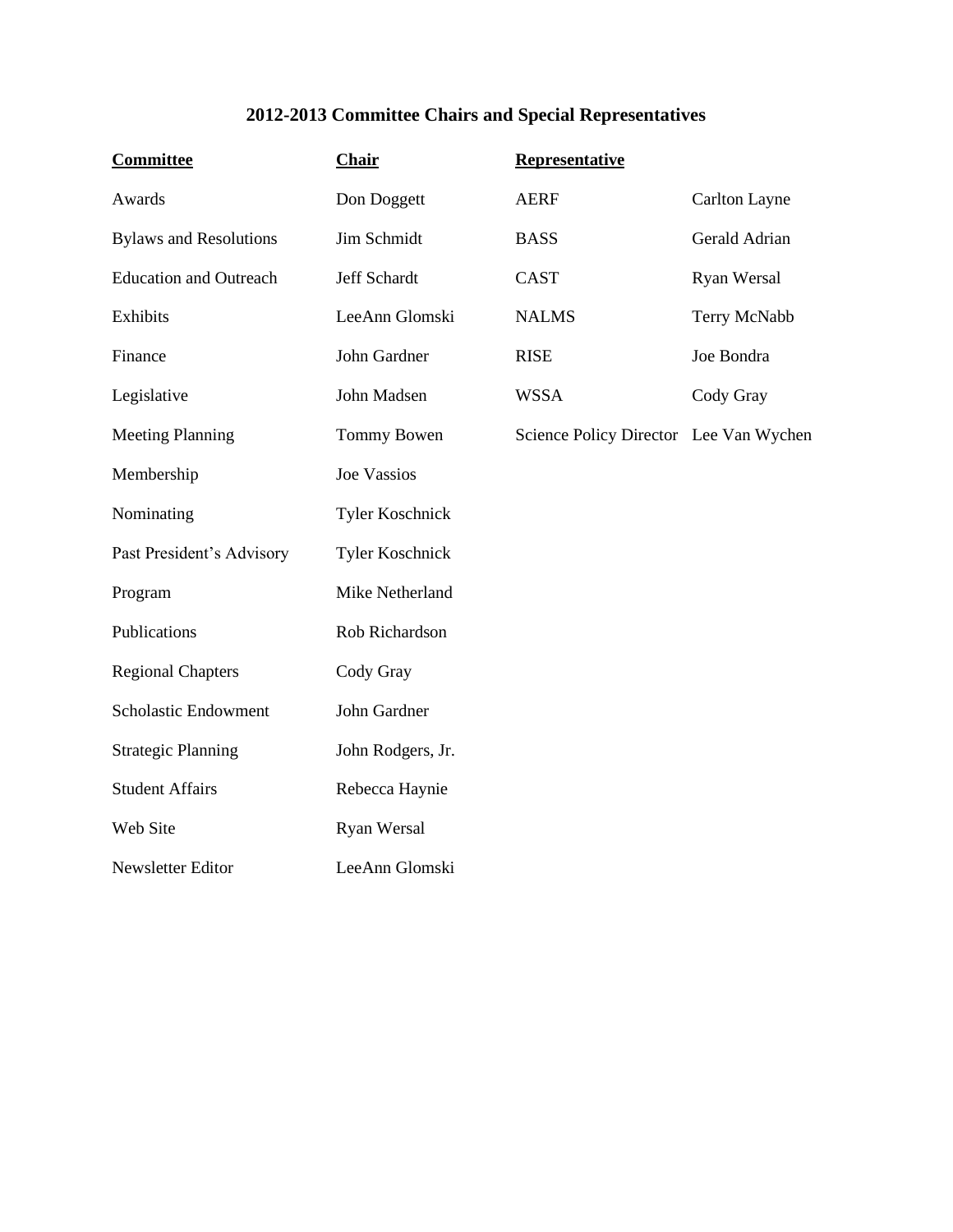## 2012-2013 Committee Chairs and Special Representatives

| Committee | Chair | Representative | |
|---|---|---|---|
| Awards | Don Doggett | AERF | Carlton Layne |
| Bylaws and Resolutions | Jim Schmidt | BASS | Gerald Adrian |
| Education and Outreach | Jeff Schardt | CAST | Ryan Wersal |
| Exhibits | LeeAnn Glomski | NALMS | Terry McNabb |
| Finance | John Gardner | RISE | Joe Bondra |
| Legislative | John Madsen | WSSA | Cody Gray |
| Meeting Planning | Tommy Bowen | Science Policy Director | Lee Van Wychen |
| Membership | Joe Vassios | | |
| Nominating | Tyler Koschnick | | |
| Past President's Advisory | Tyler Koschnick | | |
| Program | Mike Netherland | | |
| Publications | Rob Richardson | | |
| Regional Chapters | Cody Gray | | |
| Scholastic Endowment | John Gardner | | |
| Strategic Planning | John Rodgers, Jr. | | |
| Student Affairs | Rebecca Haynie | | |
| Web Site | Ryan Wersal | | |
| Newsletter Editor | LeeAnn Glomski | | |